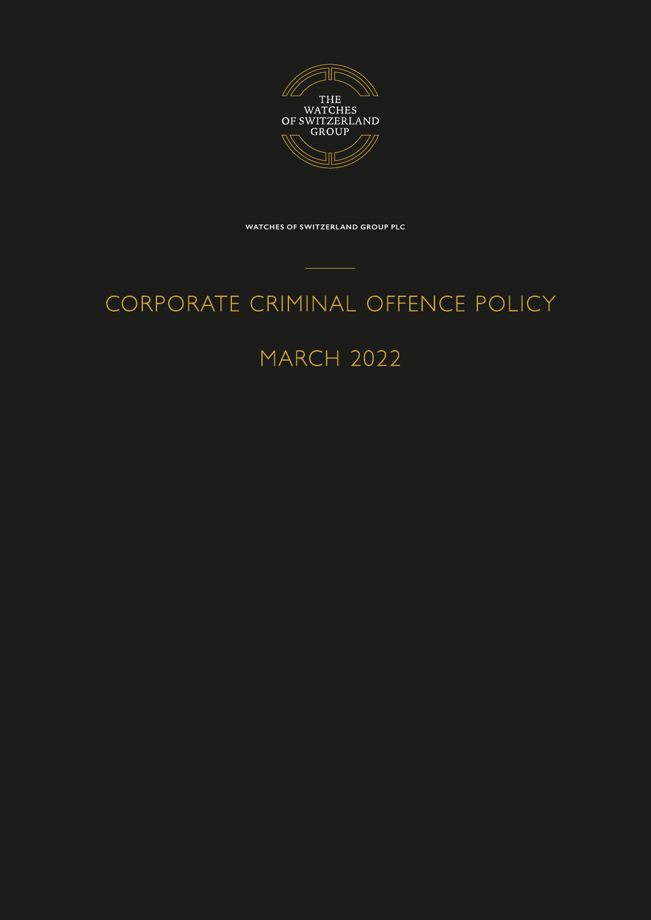THE WATCHES OF SWITZERLAND GROUP

**WATCHES OF SWITZERLAND GROUP PLC**

# CORPORATE CRIMINAL OFFENCE POLICY

## MARCH 2022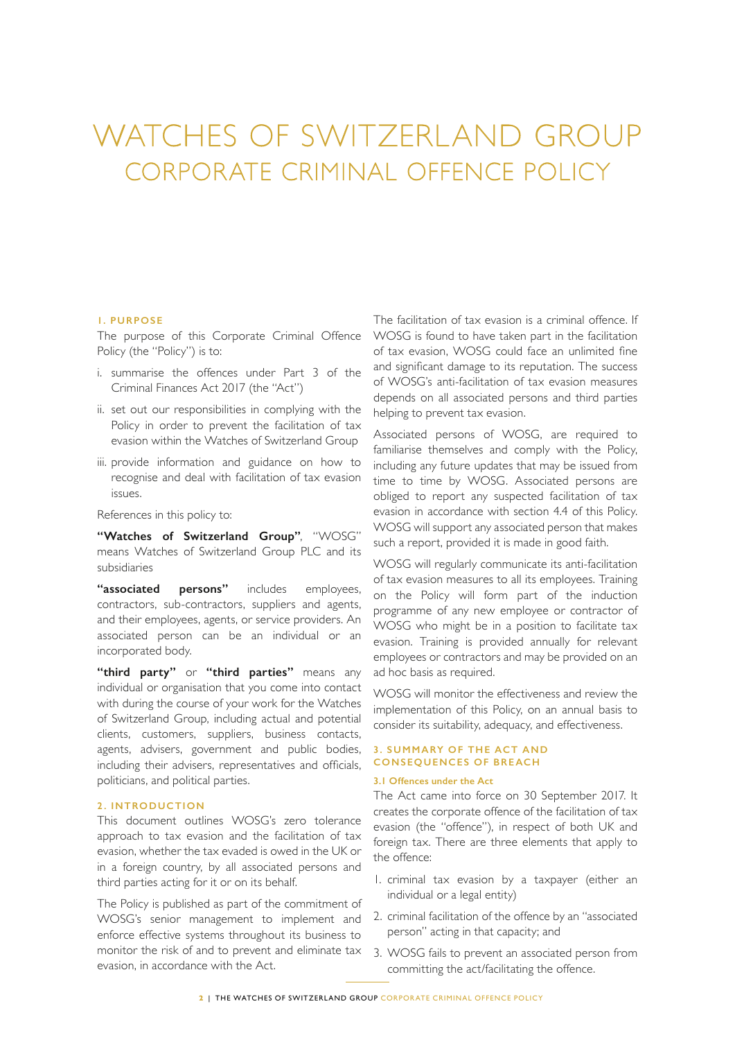# WATCHES OF SWITZERLAND GROUP
## CORPORATE CRIMINAL OFFENCE POLICY

### 1. PURPOSE

The purpose of this Corporate Criminal Offence Policy (the "Policy") is to:

i. summarise the offences under Part 3 of the Criminal Finances Act 2017 (the "Act")

ii. set out our responsibilities in complying with the Policy in order to prevent the facilitation of tax evasion within the Watches of Switzerland Group

iii. provide information and guidance on how to recognise and deal with facilitation of tax evasion issues.

References in this policy to:

**"Watches of Switzerland Group"**, "WOSG" means Watches of Switzerland Group PLC and its subsidiaries

**"associated persons"** includes employees, contractors, sub-contractors, suppliers and agents, and their employees, agents, or service providers. An associated person can be an individual or an incorporated body.

**"third party"** or **"third parties"** means any individual or organisation that you come into contact with during the course of your work for the Watches of Switzerland Group, including actual and potential clients, customers, suppliers, business contacts, agents, advisers, government and public bodies, including their advisers, representatives and officials, politicians, and political parties.

### 2. INTRODUCTION

This document outlines WOSG's zero tolerance approach to tax evasion and the facilitation of tax evasion, whether the tax evaded is owed in the UK or in a foreign country, by all associated persons and third parties acting for it or on its behalf.

The Policy is published as part of the commitment of WOSG's senior management to implement and enforce effective systems throughout its business to monitor the risk of and to prevent and eliminate tax evasion, in accordance with the Act.

The facilitation of tax evasion is a criminal offence. If WOSG is found to have taken part in the facilitation of tax evasion, WOSG could face an unlimited fine and significant damage to its reputation. The success of WOSG's anti-facilitation of tax evasion measures depends on all associated persons and third parties helping to prevent tax evasion.

Associated persons of WOSG, are required to familiarise themselves and comply with the Policy, including any future updates that may be issued from time to time by WOSG. Associated persons are obliged to report any suspected facilitation of tax evasion in accordance with section 4.4 of this Policy. WOSG will support any associated person that makes such a report, provided it is made in good faith.

WOSG will regularly communicate its anti-facilitation of tax evasion measures to all its employees. Training on the Policy will form part of the induction programme of any new employee or contractor of WOSG who might be in a position to facilitate tax evasion. Training is provided annually for relevant employees or contractors and may be provided on an ad hoc basis as required.

WOSG will monitor the effectiveness and review the implementation of this Policy, on an annual basis to consider its suitability, adequacy, and effectiveness.

### 3. SUMMARY OF THE ACT AND CONSEQUENCES OF BREACH

#### 3.1 Offences under the Act

The Act came into force on 30 September 2017. It creates the corporate offence of the facilitation of tax evasion (the "offence"), in respect of both UK and foreign tax. There are three elements that apply to the offence:

1. criminal tax evasion by a taxpayer (either an individual or a legal entity)
2. criminal facilitation of the offence by an "associated person" acting in that capacity; and
3. WOSG fails to prevent an associated person from committing the act/facilitating the offence.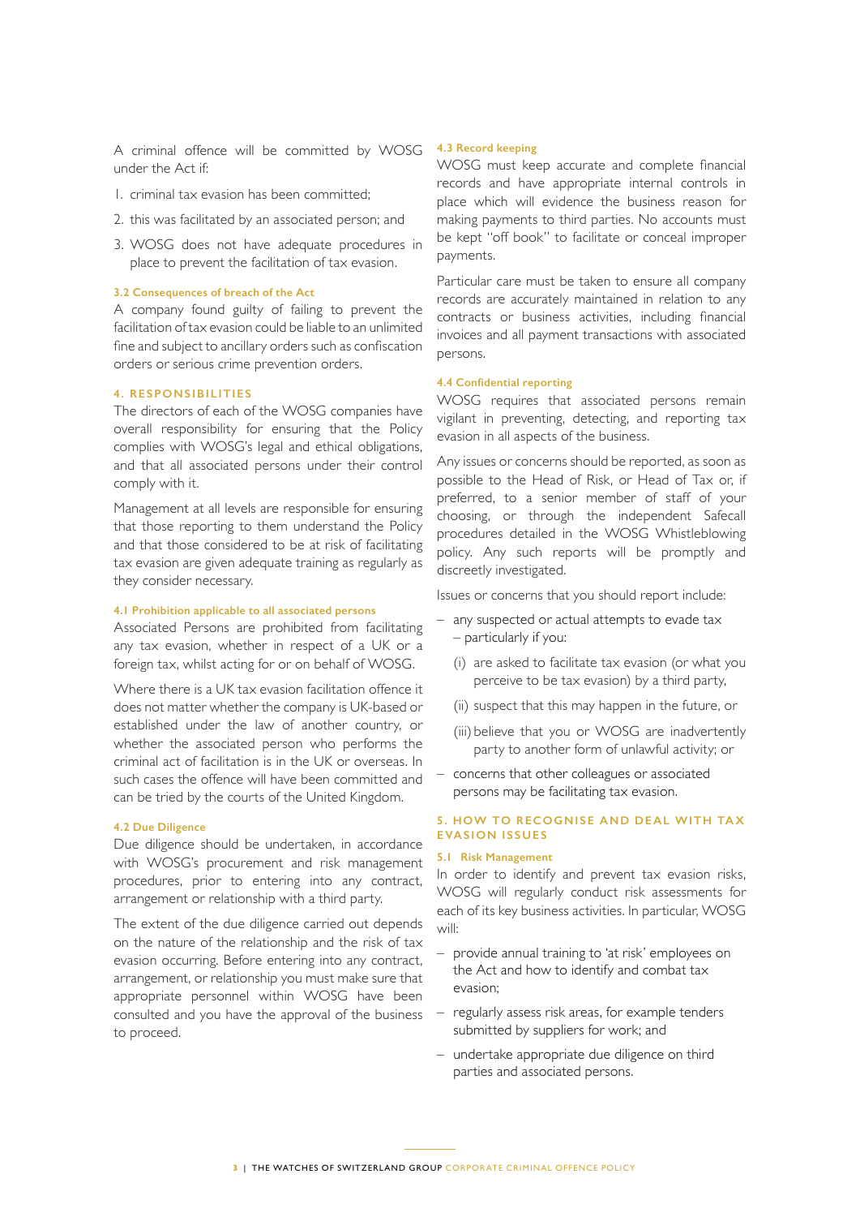A criminal offence will be committed by WOSG under the Act if:

1. criminal tax evasion has been committed;
2. this was facilitated by an associated person; and
3. WOSG does not have adequate procedures in place to prevent the facilitation of tax evasion.

#### 3.2 Consequences of breach of the Act

A company found guilty of failing to prevent the facilitation of tax evasion could be liable to an unlimited fine and subject to ancillary orders such as confiscation orders or serious crime prevention orders.

## 4. RESPONSIBILITIES

The directors of each of the WOSG companies have overall responsibility for ensuring that the Policy complies with WOSG's legal and ethical obligations, and that all associated persons under their control comply with it.

Management at all levels are responsible for ensuring that those reporting to them understand the Policy and that those considered to be at risk of facilitating tax evasion are given adequate training as regularly as they consider necessary.

#### 4.1 Prohibition applicable to all associated persons

Associated Persons are prohibited from facilitating any tax evasion, whether in respect of a UK or a foreign tax, whilst acting for or on behalf of WOSG.

Where there is a UK tax evasion facilitation offence it does not matter whether the company is UK-based or established under the law of another country, or whether the associated person who performs the criminal act of facilitation is in the UK or overseas. In such cases the offence will have been committed and can be tried by the courts of the United Kingdom.

#### 4.2 Due Diligence

Due diligence should be undertaken, in accordance with WOSG's procurement and risk management procedures, prior to entering into any contract, arrangement or relationship with a third party.

The extent of the due diligence carried out depends on the nature of the relationship and the risk of tax evasion occurring. Before entering into any contract, arrangement, or relationship you must make sure that appropriate personnel within WOSG have been consulted and you have the approval of the business to proceed.

#### 4.3 Record keeping

WOSG must keep accurate and complete financial records and have appropriate internal controls in place which will evidence the business reason for making payments to third parties. No accounts must be kept "off book" to facilitate or conceal improper payments.

Particular care must be taken to ensure all company records are accurately maintained in relation to any contracts or business activities, including financial invoices and all payment transactions with associated persons.

#### 4.4 Confidential reporting

WOSG requires that associated persons remain vigilant in preventing, detecting, and reporting tax evasion in all aspects of the business.

Any issues or concerns should be reported, as soon as possible to the Head of Risk, or Head of Tax or, if preferred, to a senior member of staff of your choosing, or through the independent Safecall procedures detailed in the WOSG Whistleblowing policy. Any such reports will be promptly and discreetly investigated.

Issues or concerns that you should report include:

– any suspected or actual attempts to evade tax – particularly if you:
  - (i) are asked to facilitate tax evasion (or what you perceive to be tax evasion) by a third party,
  - (ii) suspect that this may happen in the future, or
  - (iii) believe that you or WOSG are inadvertently party to another form of unlawful activity; or
– concerns that other colleagues or associated persons may be facilitating tax evasion.

## 5. HOW TO RECOGNISE AND DEAL WITH TAX EVASION ISSUES

#### 5.1 Risk Management

In order to identify and prevent tax evasion risks, WOSG will regularly conduct risk assessments for each of its key business activities. In particular, WOSG will:

– provide annual training to 'at risk' employees on the Act and how to identify and combat tax evasion;
– regularly assess risk areas, for example tenders submitted by suppliers for work; and
– undertake appropriate due diligence on third parties and associated persons.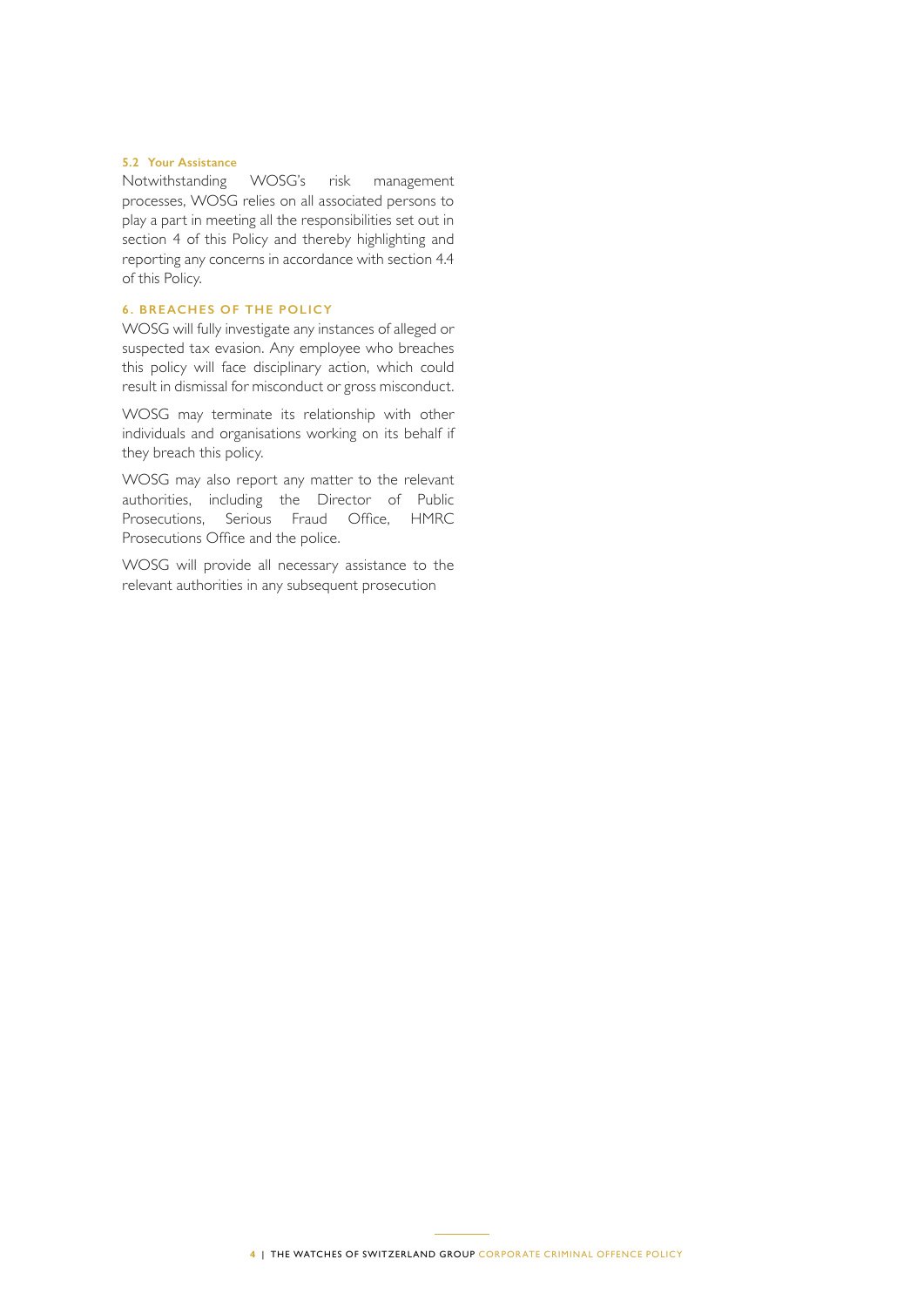### 5.2 Your Assistance

Notwithstanding WOSG's risk management processes, WOSG relies on all associated persons to play a part in meeting all the responsibilities set out in section 4 of this Policy and thereby highlighting and reporting any concerns in accordance with section 4.4 of this Policy.

## 6. BREACHES OF THE POLICY

WOSG will fully investigate any instances of alleged or suspected tax evasion. Any employee who breaches this policy will face disciplinary action, which could result in dismissal for misconduct or gross misconduct.

WOSG may terminate its relationship with other individuals and organisations working on its behalf if they breach this policy.

WOSG may also report any matter to the relevant authorities, including the Director of Public Prosecutions, Serious Fraud Office, HMRC Prosecutions Office and the police.

WOSG will provide all necessary assistance to the relevant authorities in any subsequent prosecution